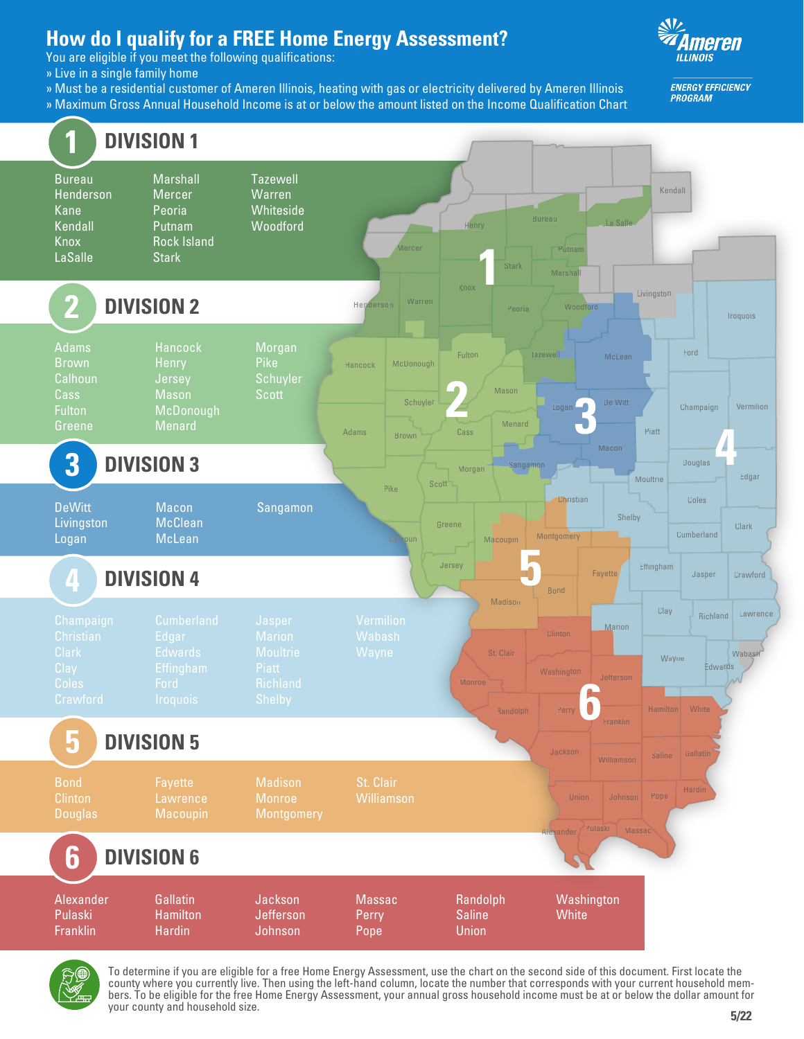# How do I qualify for a FREE Home Energy Assessment?

You are eligible if you meet the following qualifications:

- Live in a single family home
- Must be a residential customer of Ameren Illinois, heating with gas or electricity delivered by Ameren Illinois
- Maximum Gross Annual Household Income is at or below the amount listed on the Income Qualification Chart

Ameren ILLINOIS

ENERGY EFFICIENCY PROGRAM

## 1 DIVISION 1

Bureau, Henderson, Kane, Kendall, Knox, LaSalle, Marshall, Mercer, Peoria, Putnam, Rock Island, Stark, Tazewell, Warren, Whiteside, Woodford

## 2 DIVISION 2

Adams, Brown, Calhoun, Cass, Fulton, Greene, Hancock, Henry, Jersey, Mason, McDonough, Menard, Morgan, Pike, Schuyler, Scott

## 3 DIVISION 3

DeWitt, Livingston, Logan, Macon, McClean, McLean, Sangamon

## 4 DIVISION 4

Champaign, Christian, Clark, Clay, Coles, Crawford, Cumberland, Edgar, Edwards, Effingham, Ford, Iroquois, Jasper, Marion, Moultrie, Piatt, Richland, Shelby, Vermilion, Wabash, Wayne

## 5 DIVISION 5

Bond, Clinton, Douglas, Fayette, Lawrence, Macoupin, Madison, Monroe, Montgomery, St. Clair, Williamson

## 6 DIVISION 6

Alexander, Pulaski, Franklin, Gallatin, Hamilton, Hardin, Jackson, Jefferson, Johnson, Massac, Perry, Pope, Randolph, Saline, Union, Washington, White

To determine if you are eligible for a free Home Energy Assessment, use the chart on the second side of this document. First locate the county where you currently live. Then using the left-hand column, locate the number that corresponds with your current household members. To be eligible for the free Home Energy Assessment, your annual gross household income must be at or below the dollar amount for your county and household size.

5/22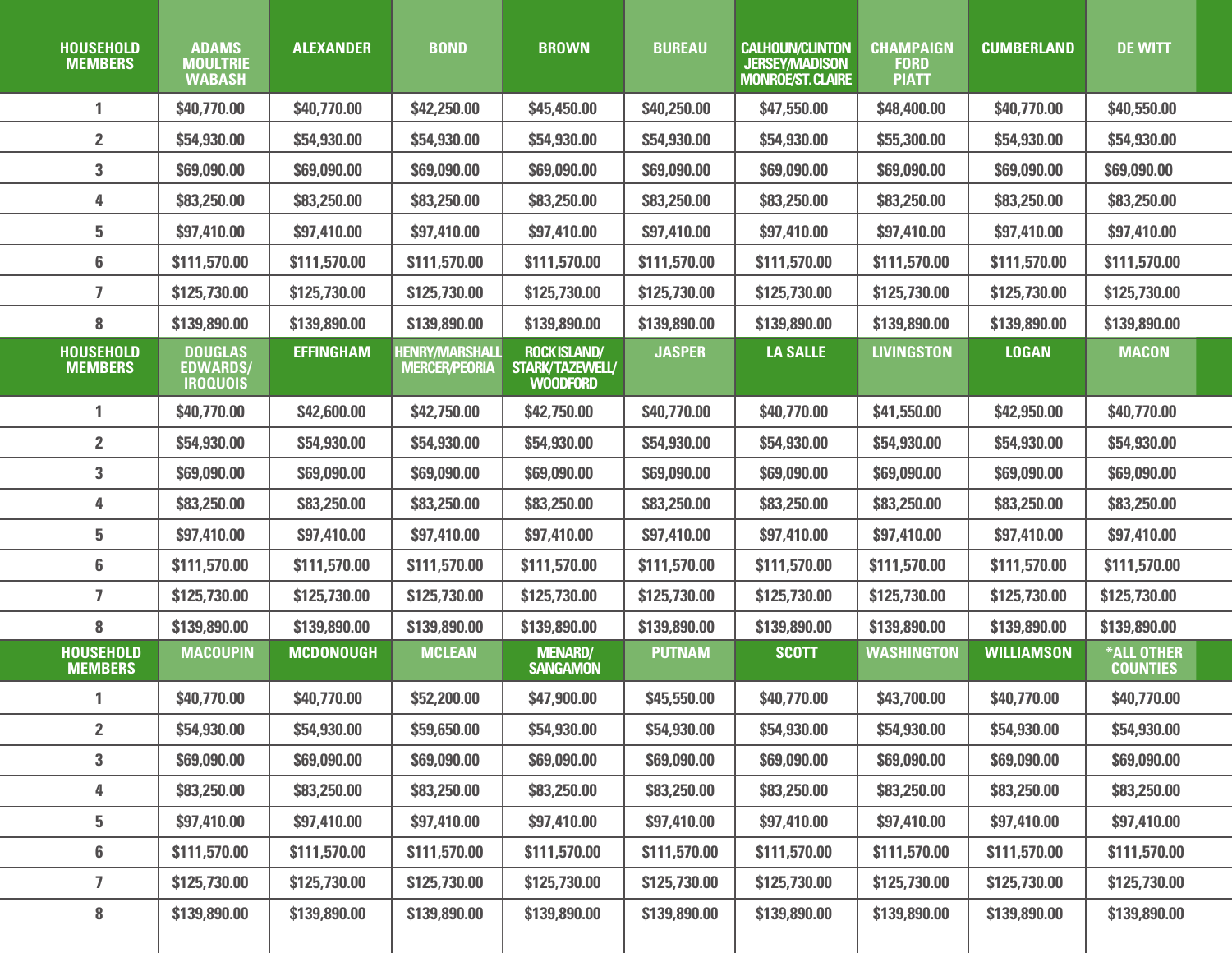| HOUSEHOLD MEMBERS | ADAMS MOULTRIE WABASH | ALEXANDER | BOND | BROWN | BUREAU | CALHOUN/CLINTON JERSEY/MADISON MONROE/ST. CLAIRE | CHAMPAIGN FORD PIATT | CUMBERLAND | DE WITT |
|---|---|---|---|---|---|---|---|---|---|
| 1 | $40,770.00 | $40,770.00 | $42,250.00 | $45,450.00 | $40,250.00 | $47,550.00 | $48,400.00 | $40,770.00 | $40,550.00 |
| 2 | $54,930.00 | $54,930.00 | $54,930.00 | $54,930.00 | $54,930.00 | $54,930.00 | $55,300.00 | $54,930.00 | $54,930.00 |
| 3 | $69,090.00 | $69,090.00 | $69,090.00 | $69,090.00 | $69,090.00 | $69,090.00 | $69,090.00 | $69,090.00 | $69,090.00 |
| 4 | $83,250.00 | $83,250.00 | $83,250.00 | $83,250.00 | $83,250.00 | $83,250.00 | $83,250.00 | $83,250.00 | $83,250.00 |
| 5 | $97,410.00 | $97,410.00 | $97,410.00 | $97,410.00 | $97,410.00 | $97,410.00 | $97,410.00 | $97,410.00 | $97,410.00 |
| 6 | $111,570.00 | $111,570.00 | $111,570.00 | $111,570.00 | $111,570.00 | $111,570.00 | $111,570.00 | $111,570.00 | $111,570.00 |
| 7 | $125,730.00 | $125,730.00 | $125,730.00 | $125,730.00 | $125,730.00 | $125,730.00 | $125,730.00 | $125,730.00 | $125,730.00 |
| 8 | $139,890.00 | $139,890.00 | $139,890.00 | $139,890.00 | $139,890.00 | $139,890.00 | $139,890.00 | $139,890.00 | $139,890.00 |
| **HOUSEHOLD MEMBERS** | **DOUGLAS EDWARDS/ IROQUOIS** | **EFFINGHAM** | **HENRY/MARSHALL MERCER/PEORIA** | **ROCK ISLAND/ STARK/TAZEWELL/ WOODFORD** | **JASPER** | **LA SALLE** | **LIVINGSTON** | **LOGAN** | **MACON** |
| 1 | $40,770.00 | $42,600.00 | $42,750.00 | $42,750.00 | $40,770.00 | $40,770.00 | $41,550.00 | $42,950.00 | $40,770.00 |
| 2 | $54,930.00 | $54,930.00 | $54,930.00 | $54,930.00 | $54,930.00 | $54,930.00 | $54,930.00 | $54,930.00 | $54,930.00 |
| 3 | $69,090.00 | $69,090.00 | $69,090.00 | $69,090.00 | $69,090.00 | $69,090.00 | $69,090.00 | $69,090.00 | $69,090.00 |
| 4 | $83,250.00 | $83,250.00 | $83,250.00 | $83,250.00 | $83,250.00 | $83,250.00 | $83,250.00 | $83,250.00 | $83,250.00 |
| 5 | $97,410.00 | $97,410.00 | $97,410.00 | $97,410.00 | $97,410.00 | $97,410.00 | $97,410.00 | $97,410.00 | $97,410.00 |
| 6 | $111,570.00 | $111,570.00 | $111,570.00 | $111,570.00 | $111,570.00 | $111,570.00 | $111,570.00 | $111,570.00 | $111,570.00 |
| 7 | $125,730.00 | $125,730.00 | $125,730.00 | $125,730.00 | $125,730.00 | $125,730.00 | $125,730.00 | $125,730.00 | $125,730.00 |
| 8 | $139,890.00 | $139,890.00 | $139,890.00 | $139,890.00 | $139,890.00 | $139,890.00 | $139,890.00 | $139,890.00 | $139,890.00 |
| **HOUSEHOLD MEMBERS** | **MACOUPIN** | **MCDONOUGH** | **MCLEAN** | **MENARD/ SANGAMON** | **PUTNAM** | **SCOTT** | **WASHINGTON** | **WILLIAMSON** | ***ALL OTHER COUNTIES** |
| 1 | $40,770.00 | $40,770.00 | $52,200.00 | $47,900.00 | $45,550.00 | $40,770.00 | $43,700.00 | $40,770.00 | $40,770.00 |
| 2 | $54,930.00 | $54,930.00 | $59,650.00 | $54,930.00 | $54,930.00 | $54,930.00 | $54,930.00 | $54,930.00 | $54,930.00 |
| 3 | $69,090.00 | $69,090.00 | $69,090.00 | $69,090.00 | $69,090.00 | $69,090.00 | $69,090.00 | $69,090.00 | $69,090.00 |
| 4 | $83,250.00 | $83,250.00 | $83,250.00 | $83,250.00 | $83,250.00 | $83,250.00 | $83,250.00 | $83,250.00 | $83,250.00 |
| 5 | $97,410.00 | $97,410.00 | $97,410.00 | $97,410.00 | $97,410.00 | $97,410.00 | $97,410.00 | $97,410.00 | $97,410.00 |
| 6 | $111,570.00 | $111,570.00 | $111,570.00 | $111,570.00 | $111,570.00 | $111,570.00 | $111,570.00 | $111,570.00 | $111,570.00 |
| 7 | $125,730.00 | $125,730.00 | $125,730.00 | $125,730.00 | $125,730.00 | $125,730.00 | $125,730.00 | $125,730.00 | $125,730.00 |
| 8 | $139,890.00 | $139,890.00 | $139,890.00 | $139,890.00 | $139,890.00 | $139,890.00 | $139,890.00 | $139,890.00 | $139,890.00 |